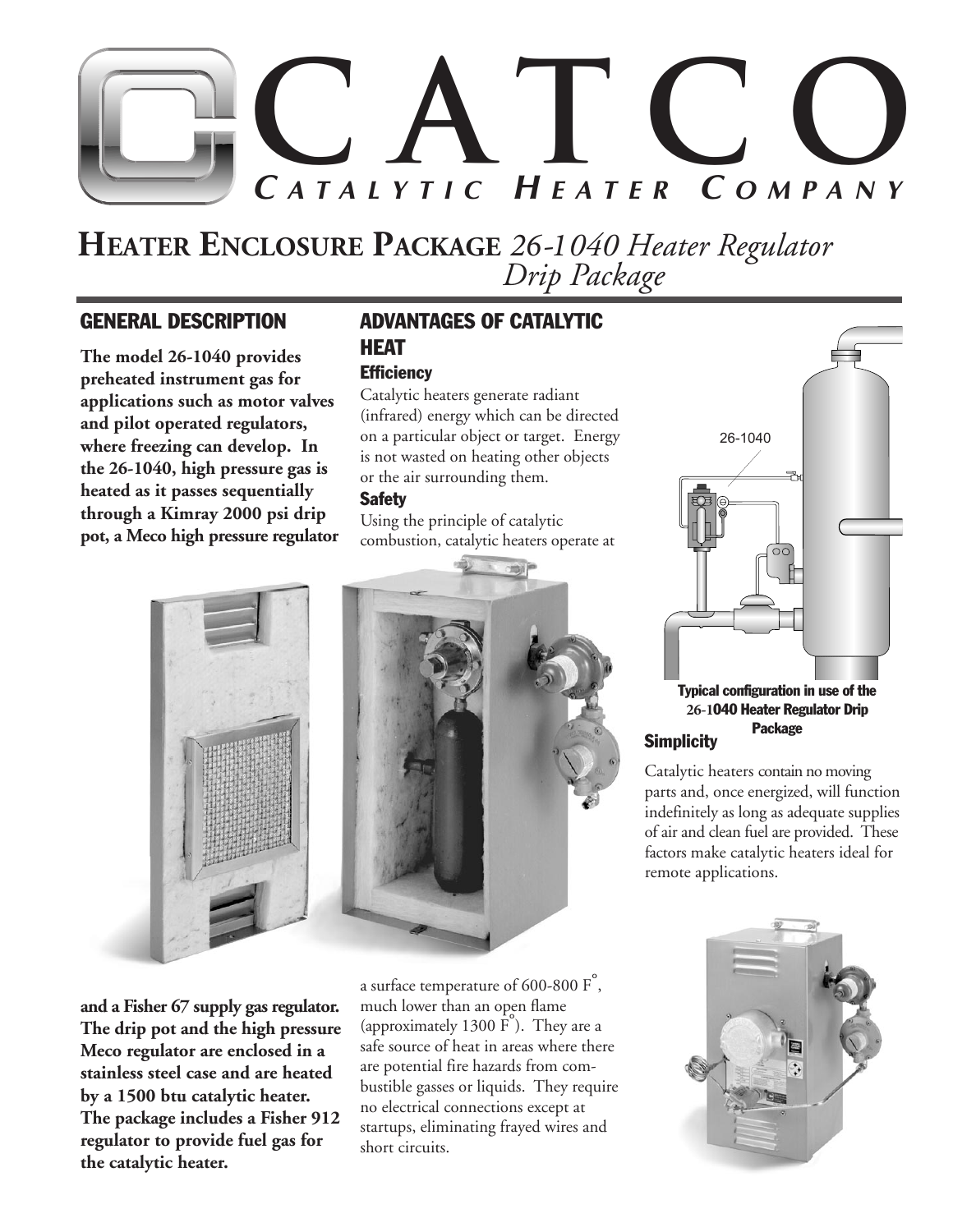# CATCO

***CATALYTIC HEATER COMPANY***

## HEATER ENCLOSURE PACKAGE *26-1040 Heater Regulator Drip Package*

### GENERAL DESCRIPTION

**The model 26-1040 provides preheated instrument gas for applications such as motor valves and pilot operated regulators, where freezing can develop. In the 26-1040, high pressure gas is heated as it passes sequentially through a Kimray 2000 psi drip pot, a Meco high pressure regulator and a Fisher 67 supply gas regulator. The drip pot and the high pressure Meco regulator are enclosed in a stainless steel case and are heated by a 1500 btu catalytic heater. The package includes a Fisher 912 regulator to provide fuel gas for the catalytic heater.**

### ADVANTAGES OF CATALYTIC HEAT

#### Efficiency

Catalytic heaters generate radiant (infrared) energy which can be directed on a particular object or target. Energy is not wasted on heating other objects or the air surrounding them.

#### Safety

Using the principle of catalytic combustion, catalytic heaters operate at a surface temperature of 600-800 F°, much lower than an open flame (approximately 1300 F°). They are a safe source of heat in areas where there are potential fire hazards from combustible gasses or liquids. They require no electrical connections except at startups, eliminating frayed wires and short circuits.

26-1040

**Typical configuration in use of the 26-1040 Heater Regulator Drip Package**

#### Simplicity

Catalytic heaters contain no moving parts and, once energized, will function indefinitely as long as adequate supplies of air and clean fuel are provided. These factors make catalytic heaters ideal for remote applications.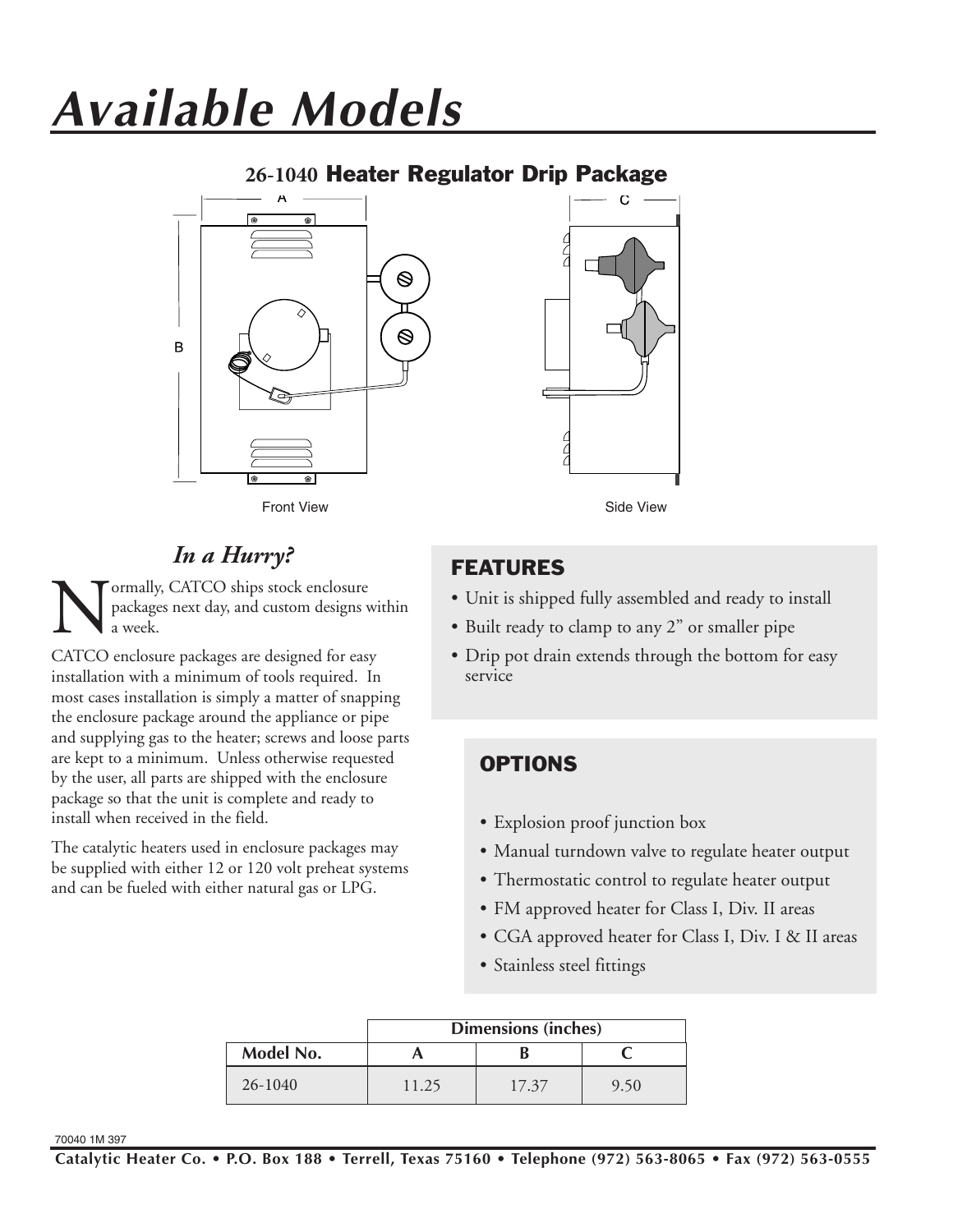# Available Models

## 26-1040 Heater Regulator Drip Package

A

C

B

Front View

Side View

### *In a Hurry?*

Normally, CATCO ships stock enclosure packages next day, and custom designs within a week.

CATCO enclosure packages are designed for easy installation with a minimum of tools required. In most cases installation is simply a matter of snapping the enclosure package around the appliance or pipe and supplying gas to the heater; screws and loose parts are kept to a minimum. Unless otherwise requested by the user, all parts are shipped with the enclosure package so that the unit is complete and ready to install when received in the field.

The catalytic heaters used in enclosure packages may be supplied with either 12 or 120 volt preheat systems and can be fueled with either natural gas or LPG.

### FEATURES

- Unit is shipped fully assembled and ready to install
- Built ready to clamp to any 2" or smaller pipe
- Drip pot drain extends through the bottom for easy service

### OPTIONS

- Explosion proof junction box
- Manual turndown valve to regulate heater output
- Thermostatic control to regulate heater output
- FM approved heater for Class I, Div. II areas
- CGA approved heater for Class I, Div. I & II areas
- Stainless steel fittings

| | Dimensions (inches) | | |
|---|---|---|---|
| Model No. | A | B | C |
| 26-1040 | 11.25 | 17.37 | 9.50 |

70040 1M 397

Catalytic Heater Co. • P.O. Box 188 • Terrell, Texas 75160 • Telephone (972) 563-8065 • Fax (972) 563-0555